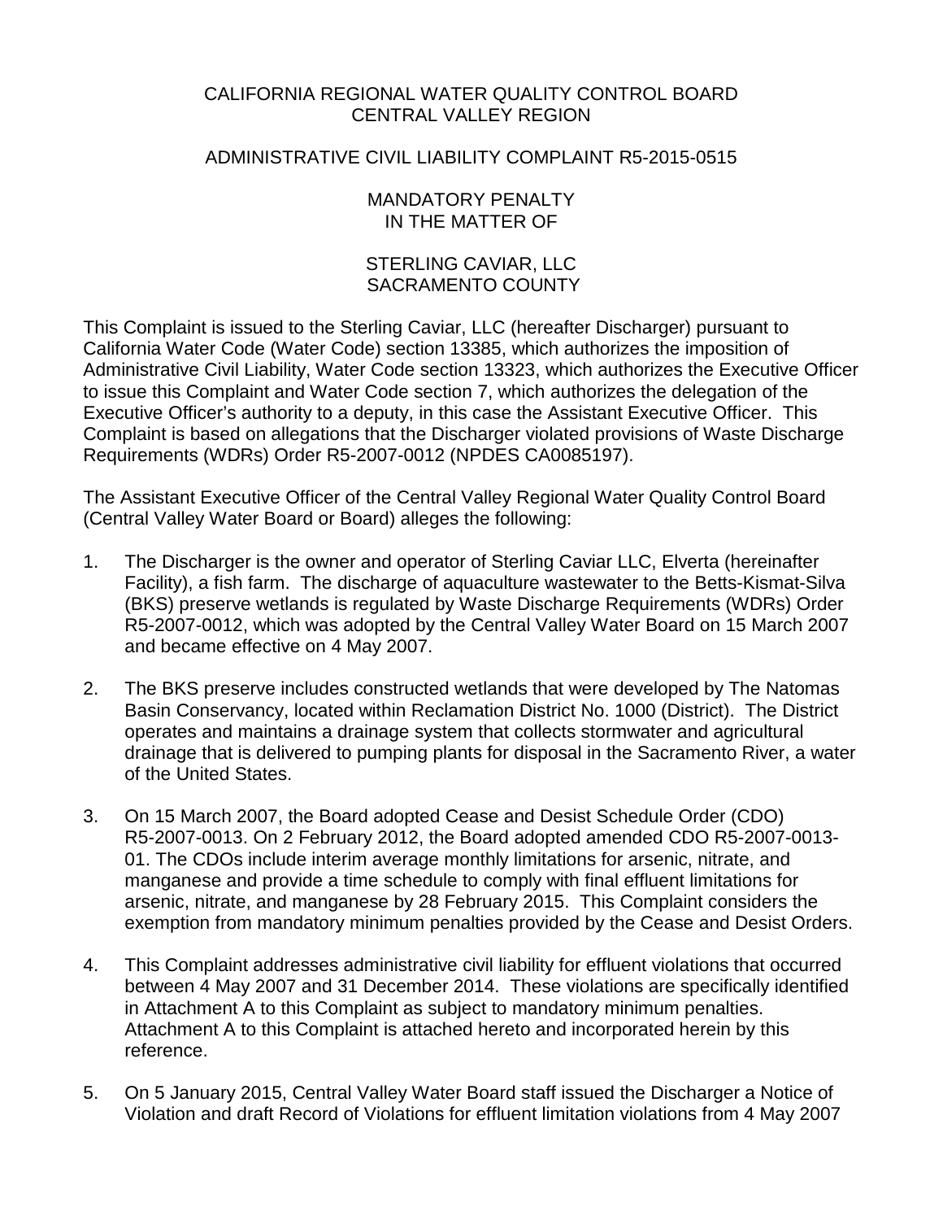CALIFORNIA REGIONAL WATER QUALITY CONTROL BOARD
CENTRAL VALLEY REGION

ADMINISTRATIVE CIVIL LIABILITY COMPLAINT R5-2015-0515

MANDATORY PENALTY
IN THE MATTER OF

STERLING CAVIAR, LLC
SACRAMENTO COUNTY

This Complaint is issued to the Sterling Caviar, LLC (hereafter Discharger) pursuant to California Water Code (Water Code) section 13385, which authorizes the imposition of Administrative Civil Liability, Water Code section 13323, which authorizes the Executive Officer to issue this Complaint and Water Code section 7, which authorizes the delegation of the Executive Officer's authority to a deputy, in this case the Assistant Executive Officer. This Complaint is based on allegations that the Discharger violated provisions of Waste Discharge Requirements (WDRs) Order R5-2007-0012 (NPDES CA0085197).

The Assistant Executive Officer of the Central Valley Regional Water Quality Control Board (Central Valley Water Board or Board) alleges the following:

1. The Discharger is the owner and operator of Sterling Caviar LLC, Elverta (hereinafter Facility), a fish farm. The discharge of aquaculture wastewater to the Betts-Kismat-Silva (BKS) preserve wetlands is regulated by Waste Discharge Requirements (WDRs) Order R5-2007-0012, which was adopted by the Central Valley Water Board on 15 March 2007 and became effective on 4 May 2007.

2. The BKS preserve includes constructed wetlands that were developed by The Natomas Basin Conservancy, located within Reclamation District No. 1000 (District). The District operates and maintains a drainage system that collects stormwater and agricultural drainage that is delivered to pumping plants for disposal in the Sacramento River, a water of the United States.

3. On 15 March 2007, the Board adopted Cease and Desist Schedule Order (CDO) R5-2007-0013. On 2 February 2012, the Board adopted amended CDO R5-2007-0013-01. The CDOs include interim average monthly limitations for arsenic, nitrate, and manganese and provide a time schedule to comply with final effluent limitations for arsenic, nitrate, and manganese by 28 February 2015. This Complaint considers the exemption from mandatory minimum penalties provided by the Cease and Desist Orders.

4. This Complaint addresses administrative civil liability for effluent violations that occurred between 4 May 2007 and 31 December 2014. These violations are specifically identified in Attachment A to this Complaint as subject to mandatory minimum penalties. Attachment A to this Complaint is attached hereto and incorporated herein by this reference.

5. On 5 January 2015, Central Valley Water Board staff issued the Discharger a Notice of Violation and draft Record of Violations for effluent limitation violations from 4 May 2007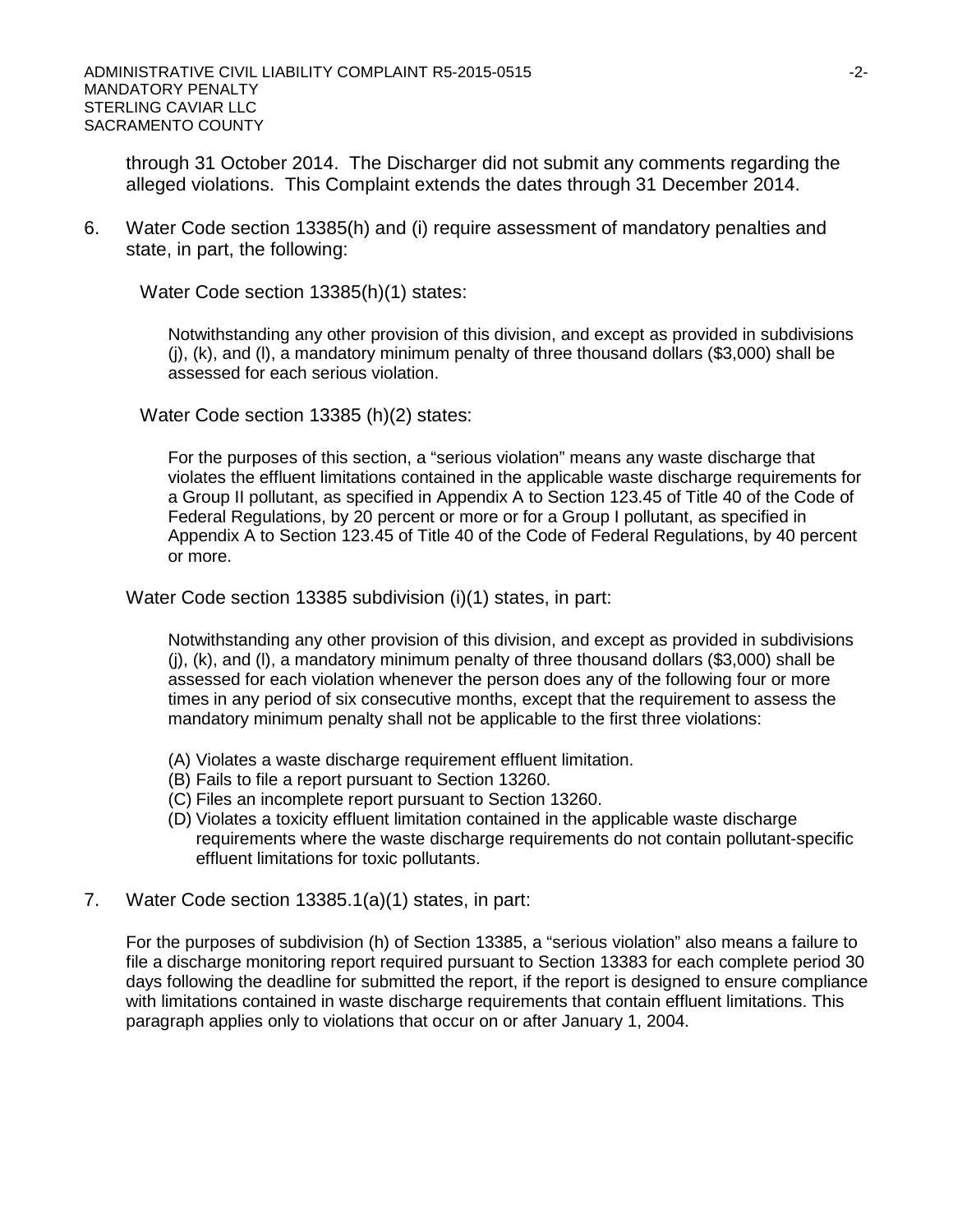through 31 October 2014. The Discharger did not submit any comments regarding the alleged violations. This Complaint extends the dates through 31 December 2014.

6. Water Code section 13385(h) and (i) require assessment of mandatory penalties and state, in part, the following:

   Water Code section 13385(h)(1) states:

   > Notwithstanding any other provision of this division, and except as provided in subdivisions (j), (k), and (l), a mandatory minimum penalty of three thousand dollars ($3,000) shall be assessed for each serious violation.

   Water Code section 13385 (h)(2) states:

   > For the purposes of this section, a "serious violation" means any waste discharge that violates the effluent limitations contained in the applicable waste discharge requirements for a Group II pollutant, as specified in Appendix A to Section 123.45 of Title 40 of the Code of Federal Regulations, by 20 percent or more or for a Group I pollutant, as specified in Appendix A to Section 123.45 of Title 40 of the Code of Federal Regulations, by 40 percent or more.

   Water Code section 13385 subdivision (i)(1) states, in part:

   > Notwithstanding any other provision of this division, and except as provided in subdivisions (j), (k), and (l), a mandatory minimum penalty of three thousand dollars ($3,000) shall be assessed for each violation whenever the person does any of the following four or more times in any period of six consecutive months, except that the requirement to assess the mandatory minimum penalty shall not be applicable to the first three violations:
   >
   > (A) Violates a waste discharge requirement effluent limitation.
   > (B) Fails to file a report pursuant to Section 13260.
   > (C) Files an incomplete report pursuant to Section 13260.
   > (D) Violates a toxicity effluent limitation contained in the applicable waste discharge requirements where the waste discharge requirements do not contain pollutant-specific effluent limitations for toxic pollutants.

7. Water Code section 13385.1(a)(1) states, in part:

   For the purposes of subdivision (h) of Section 13385, a "serious violation" also means a failure to file a discharge monitoring report required pursuant to Section 13383 for each complete period 30 days following the deadline for submitted the report, if the report is designed to ensure compliance with limitations contained in waste discharge requirements that contain effluent limitations. This paragraph applies only to violations that occur on or after January 1, 2004.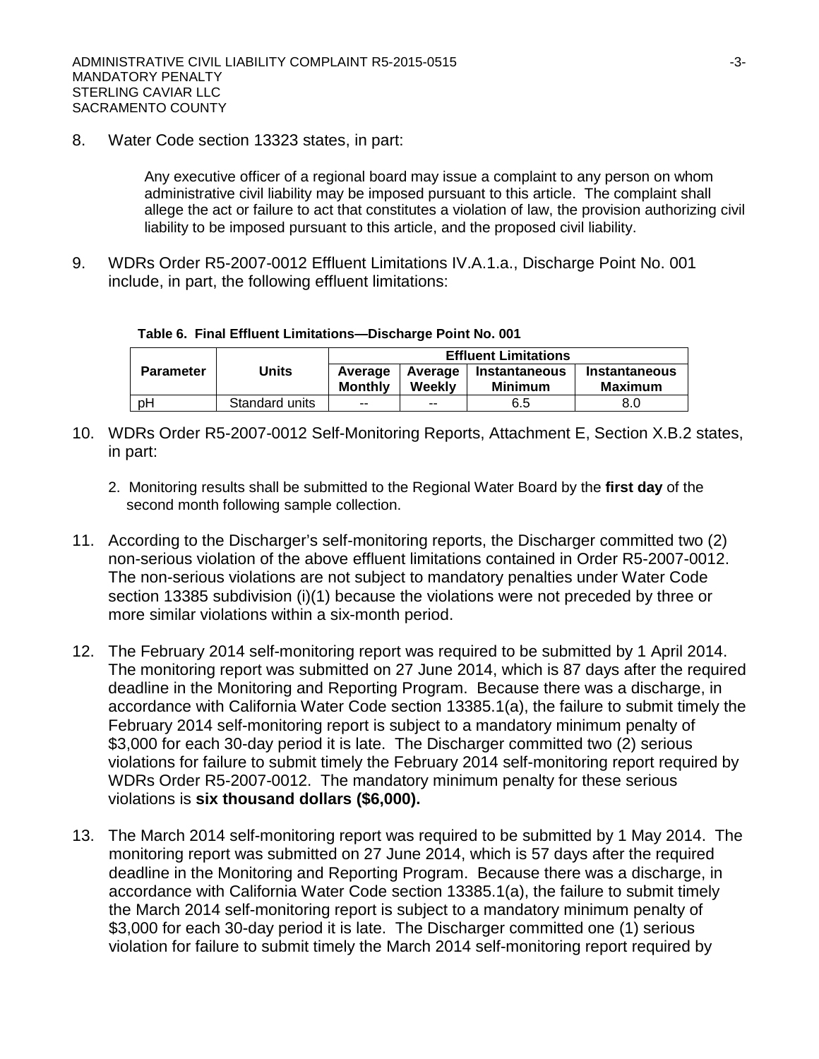8. Water Code section 13323 states, in part:

   > Any executive officer of a regional board may issue a complaint to any person on whom administrative civil liability may be imposed pursuant to this article. The complaint shall allege the act or failure to act that constitutes a violation of law, the provision authorizing civil liability to be imposed pursuant to this article, and the proposed civil liability.

9. WDRs Order R5-2007-0012 Effluent Limitations IV.A.1.a., Discharge Point No. 001 include, in part, the following effluent limitations:

**Table 6. Final Effluent Limitations—Discharge Point No. 001**

| Parameter | Units | Effluent Limitations | | | |
|---|---|---|---|---|---|
| | | Average Monthly | Average Weekly | Instantaneous Minimum | Instantaneous Maximum |
| pH | Standard units | -- | -- | 6.5 | 8.0 |

10. WDRs Order R5-2007-0012 Self-Monitoring Reports, Attachment E, Section X.B.2 states, in part:

    2. Monitoring results shall be submitted to the Regional Water Board by the **first day** of the second month following sample collection.

11. According to the Discharger's self-monitoring reports, the Discharger committed two (2) non-serious violation of the above effluent limitations contained in Order R5-2007-0012. The non-serious violations are not subject to mandatory penalties under Water Code section 13385 subdivision (i)(1) because the violations were not preceded by three or more similar violations within a six-month period.

12. The February 2014 self-monitoring report was required to be submitted by 1 April 2014. The monitoring report was submitted on 27 June 2014, which is 87 days after the required deadline in the Monitoring and Reporting Program. Because there was a discharge, in accordance with California Water Code section 13385.1(a), the failure to submit timely the February 2014 self-monitoring report is subject to a mandatory minimum penalty of $3,000 for each 30-day period it is late. The Discharger committed two (2) serious violations for failure to submit timely the February 2014 self-monitoring report required by WDRs Order R5-2007-0012. The mandatory minimum penalty for these serious violations is **six thousand dollars ($6,000).**

13. The March 2014 self-monitoring report was required to be submitted by 1 May 2014. The monitoring report was submitted on 27 June 2014, which is 57 days after the required deadline in the Monitoring and Reporting Program. Because there was a discharge, in accordance with California Water Code section 13385.1(a), the failure to submit timely the March 2014 self-monitoring report is subject to a mandatory minimum penalty of $3,000 for each 30-day period it is late. The Discharger committed one (1) serious violation for failure to submit timely the March 2014 self-monitoring report required by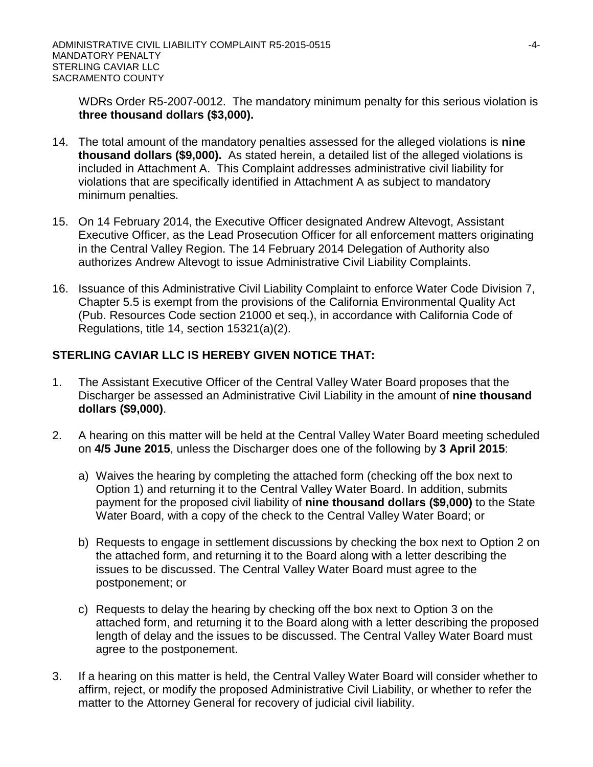WDRs Order R5-2007-0012. The mandatory minimum penalty for this serious violation is **three thousand dollars ($3,000).**

14. The total amount of the mandatory penalties assessed for the alleged violations is **nine thousand dollars ($9,000).** As stated herein, a detailed list of the alleged violations is included in Attachment A. This Complaint addresses administrative civil liability for violations that are specifically identified in Attachment A as subject to mandatory minimum penalties.

15. On 14 February 2014, the Executive Officer designated Andrew Altevogt, Assistant Executive Officer, as the Lead Prosecution Officer for all enforcement matters originating in the Central Valley Region. The 14 February 2014 Delegation of Authority also authorizes Andrew Altevogt to issue Administrative Civil Liability Complaints.

16. Issuance of this Administrative Civil Liability Complaint to enforce Water Code Division 7, Chapter 5.5 is exempt from the provisions of the California Environmental Quality Act (Pub. Resources Code section 21000 et seq.), in accordance with California Code of Regulations, title 14, section 15321(a)(2).

**STERLING CAVIAR LLC IS HEREBY GIVEN NOTICE THAT:**

1. The Assistant Executive Officer of the Central Valley Water Board proposes that the Discharger be assessed an Administrative Civil Liability in the amount of **nine thousand dollars ($9,000)**.

2. A hearing on this matter will be held at the Central Valley Water Board meeting scheduled on **4/5 June 2015**, unless the Discharger does one of the following by **3 April 2015**:

   a) Waives the hearing by completing the attached form (checking off the box next to Option 1) and returning it to the Central Valley Water Board. In addition, submits payment for the proposed civil liability of **nine thousand dollars ($9,000)** to the State Water Board, with a copy of the check to the Central Valley Water Board; or

   b) Requests to engage in settlement discussions by checking the box next to Option 2 on the attached form, and returning it to the Board along with a letter describing the issues to be discussed. The Central Valley Water Board must agree to the postponement; or

   c) Requests to delay the hearing by checking off the box next to Option 3 on the attached form, and returning it to the Board along with a letter describing the proposed length of delay and the issues to be discussed. The Central Valley Water Board must agree to the postponement.

3. If a hearing on this matter is held, the Central Valley Water Board will consider whether to affirm, reject, or modify the proposed Administrative Civil Liability, or whether to refer the matter to the Attorney General for recovery of judicial civil liability.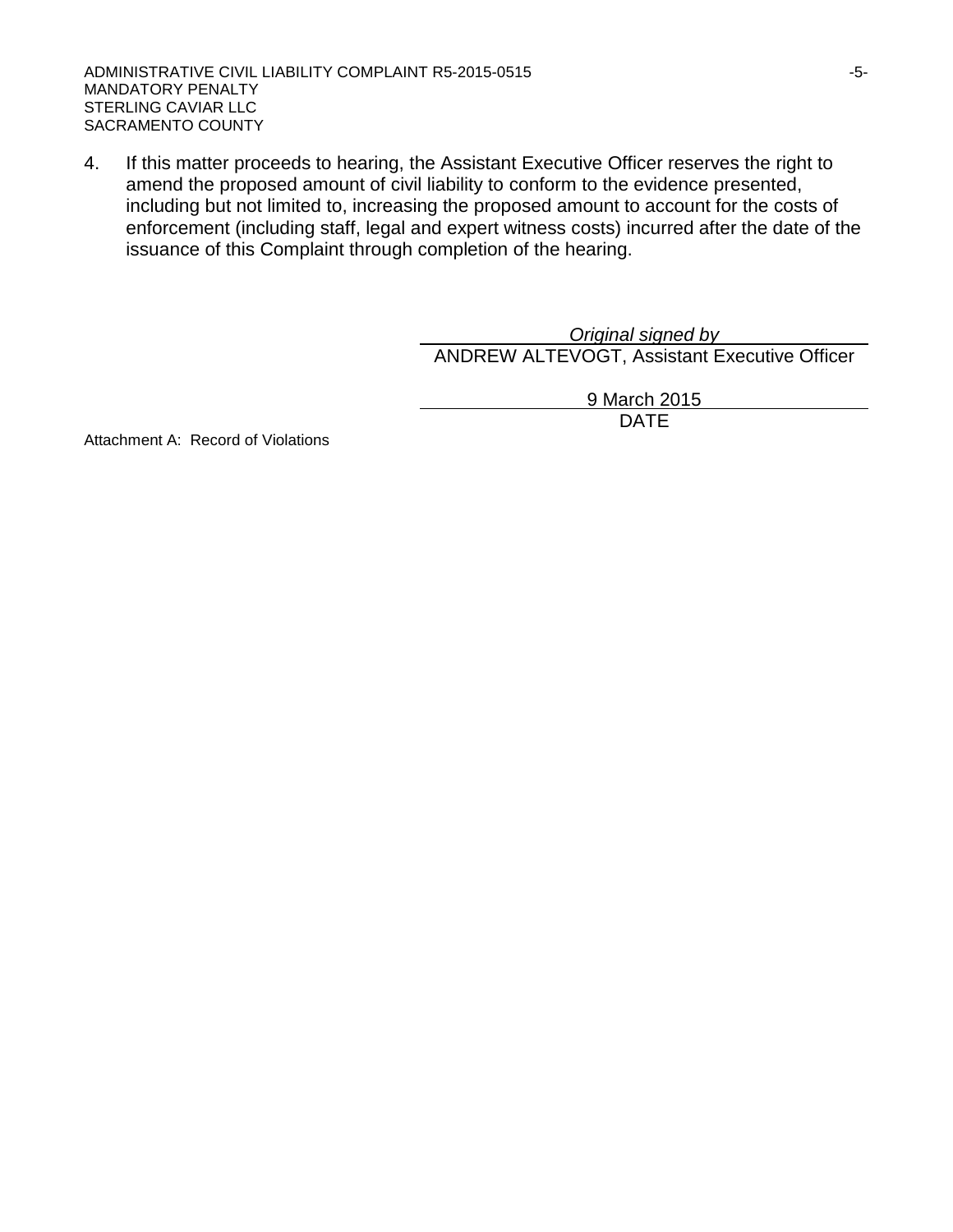4. If this matter proceeds to hearing, the Assistant Executive Officer reserves the right to amend the proposed amount of civil liability to conform to the evidence presented, including but not limited to, increasing the proposed amount to account for the costs of enforcement (including staff, legal and expert witness costs) incurred after the date of the issuance of this Complaint through completion of the hearing.

*Original signed by*
ANDREW ALTEVOGT, Assistant Executive Officer

9 March 2015
DATE

Attachment A: Record of Violations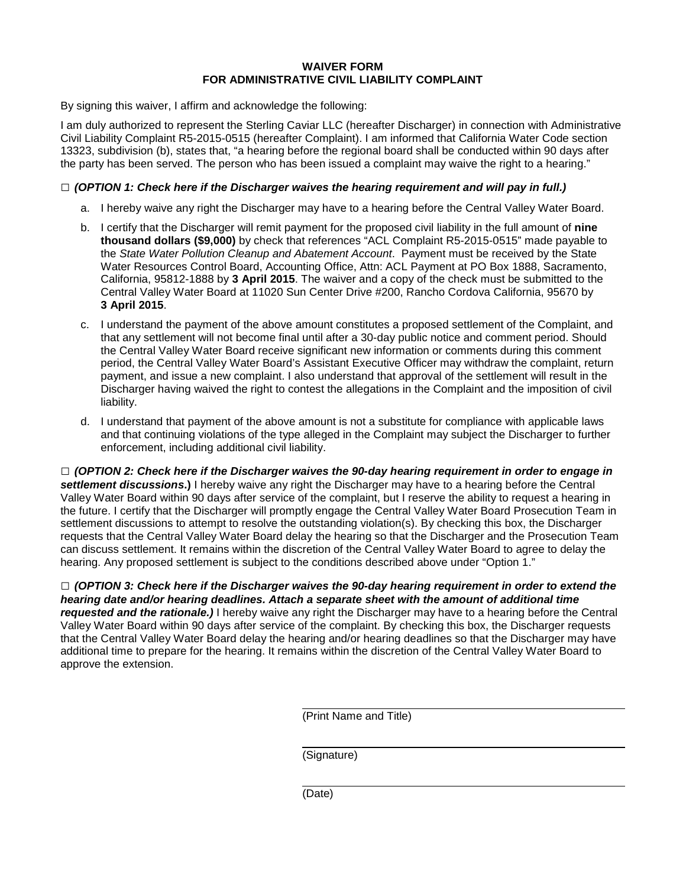# WAIVER FORM
# FOR ADMINISTRATIVE CIVIL LIABILITY COMPLAINT

By signing this waiver, I affirm and acknowledge the following:

I am duly authorized to represent the Sterling Caviar LLC (hereafter Discharger) in connection with Administrative Civil Liability Complaint R5-2015-0515 (hereafter Complaint). I am informed that California Water Code section 13323, subdivision (b), states that, "a hearing before the regional board shall be conducted within 90 days after the party has been served. The person who has been issued a complaint may waive the right to a hearing."

□ ***(OPTION 1: Check here if the Discharger waives the hearing requirement and will pay in full.)***

a. I hereby waive any right the Discharger may have to a hearing before the Central Valley Water Board.

b. I certify that the Discharger will remit payment for the proposed civil liability in the full amount of **nine thousand dollars ($9,000)** by check that references "ACL Complaint R5-2015-0515" made payable to the *State Water Pollution Cleanup and Abatement Account*. Payment must be received by the State Water Resources Control Board, Accounting Office, Attn: ACL Payment at PO Box 1888, Sacramento, California, 95812-1888 by **3 April 2015**. The waiver and a copy of the check must be submitted to the Central Valley Water Board at 11020 Sun Center Drive #200, Rancho Cordova California, 95670 by **3 April 2015**.

c. I understand the payment of the above amount constitutes a proposed settlement of the Complaint, and that any settlement will not become final until after a 30-day public notice and comment period. Should the Central Valley Water Board receive significant new information or comments during this comment period, the Central Valley Water Board's Assistant Executive Officer may withdraw the complaint, return payment, and issue a new complaint. I also understand that approval of the settlement will result in the Discharger having waived the right to contest the allegations in the Complaint and the imposition of civil liability.

d. I understand that payment of the above amount is not a substitute for compliance with applicable laws and that continuing violations of the type alleged in the Complaint may subject the Discharger to further enforcement, including additional civil liability.

□ ***(OPTION 2: Check here if the Discharger waives the 90-day hearing requirement in order to engage in settlement discussions*.)** I hereby waive any right the Discharger may have to a hearing before the Central Valley Water Board within 90 days after service of the complaint, but I reserve the ability to request a hearing in the future. I certify that the Discharger will promptly engage the Central Valley Water Board Prosecution Team in settlement discussions to attempt to resolve the outstanding violation(s). By checking this box, the Discharger requests that the Central Valley Water Board delay the hearing so that the Discharger and the Prosecution Team can discuss settlement. It remains within the discretion of the Central Valley Water Board to agree to delay the hearing. Any proposed settlement is subject to the conditions described above under "Option 1."

□ ***(OPTION 3: Check here if the Discharger waives the 90-day hearing requirement in order to extend the hearing date and/or hearing deadlines. Attach a separate sheet with the amount of additional time requested and the rationale.)*** I hereby waive any right the Discharger may have to a hearing before the Central Valley Water Board within 90 days after service of the complaint. By checking this box, the Discharger requests that the Central Valley Water Board delay the hearing and/or hearing deadlines so that the Discharger may have additional time to prepare for the hearing. It remains within the discretion of the Central Valley Water Board to approve the extension.

\_\_\_\_\_\_\_\_\_\_\_\_\_\_\_\_\_\_\_\_\_\_\_\_\_\_\_\_\_\_\_\_\_\_\_\_
(Print Name and Title)

\_\_\_\_\_\_\_\_\_\_\_\_\_\_\_\_\_\_\_\_\_\_\_\_\_\_\_\_\_\_\_\_\_\_\_\_
(Signature)

\_\_\_\_\_\_\_\_\_\_\_\_\_\_\_\_\_\_\_\_\_\_\_\_\_\_\_\_\_\_\_\_\_\_\_\_
(Date)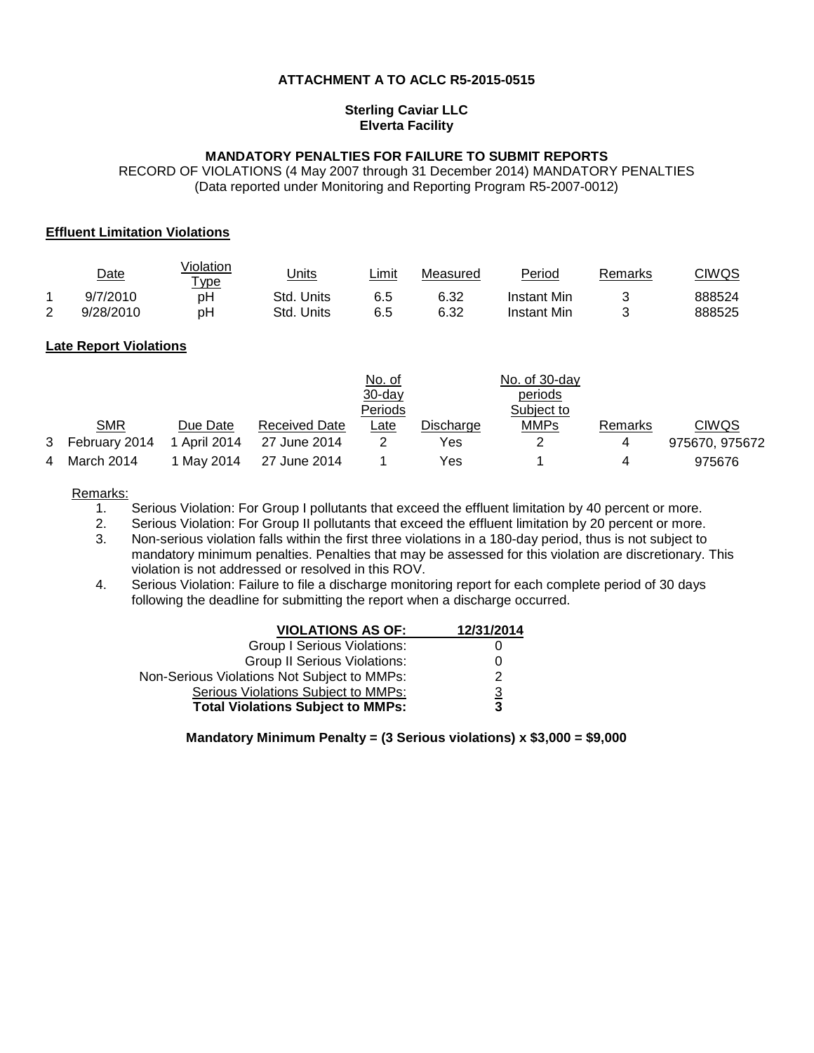**ATTACHMENT A TO ACLC R5-2015-0515**

**Sterling Caviar LLC**
**Elverta Facility**

**MANDATORY PENALTIES FOR FAILURE TO SUBMIT REPORTS**

RECORD OF VIOLATIONS (4 May 2007 through 31 December 2014) MANDATORY PENALTIES
(Data reported under Monitoring and Reporting Program R5-2007-0012)

**Effluent Limitation Violations**

| | Date | Violation Type | Units | Limit | Measured | Period | Remarks | CIWQS |
|---|---|---|---|---|---|---|---|---|
| 1 | 9/7/2010 | pH | Std. Units | 6.5 | 6.32 | Instant Min | 3 | 888524 |
| 2 | 9/28/2010 | pH | Std. Units | 6.5 | 6.32 | Instant Min | 3 | 888525 |

**Late Report Violations**

| | SMR | Due Date | Received Date | No. of 30-day Periods Late | Discharge | No. of 30-day periods Subject to MMPs | Remarks | CIWQS |
|---|---|---|---|---|---|---|---|---|
| 3 | February 2014 | 1 April 2014 | 27 June 2014 | 2 | Yes | 2 | 4 | 975670, 975672 |
| 4 | March 2014 | 1 May 2014 | 27 June 2014 | 1 | Yes | 1 | 4 | 975676 |

Remarks:

1. Serious Violation: For Group I pollutants that exceed the effluent limitation by 40 percent or more.
2. Serious Violation: For Group II pollutants that exceed the effluent limitation by 20 percent or more.
3. Non-serious violation falls within the first three violations in a 180-day period, thus is not subject to mandatory minimum penalties. Penalties that may be assessed for this violation are discretionary. This violation is not addressed or resolved in this ROV.
4. Serious Violation: Failure to file a discharge monitoring report for each complete period of 30 days following the deadline for submitting the report when a discharge occurred.

| VIOLATIONS AS OF: | 12/31/2014 |
|---|---|
| Group I Serious Violations: | 0 |
| Group II Serious Violations: | 0 |
| Non-Serious Violations Not Subject to MMPs: | 2 |
| Serious Violations Subject to MMPs: | 3 |
| **Total Violations Subject to MMPs:** | **3** |

**Mandatory Minimum Penalty = (3 Serious violations) x $3,000 = $9,000**